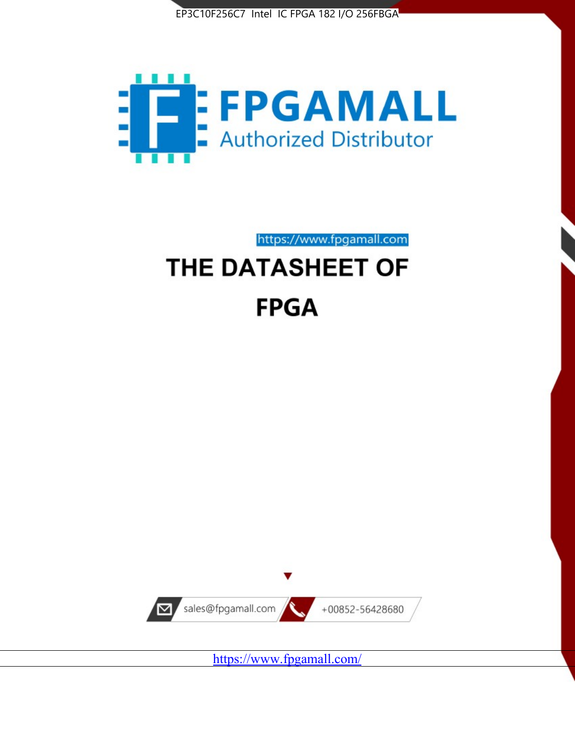EP3C10F256C7 Intel IC FPGA 182 I/O 256FBGA

FPGAMALL

Authorized Distributor

https://www.fpgamall.com

# THE DATASHEET OF

# FPGA

sales@fpgamall.com

+00852-56428680

https://www.fpgamall.com/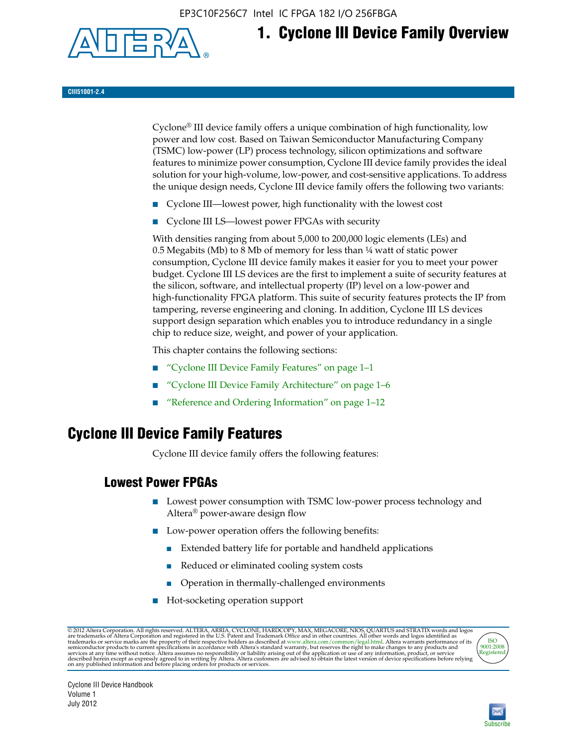# 1. Cyclone III Device Family Overview

CIII51001-2.4

Cyclone® III device family offers a unique combination of high functionality, low power and low cost. Based on Taiwan Semiconductor Manufacturing Company (TSMC) low-power (LP) process technology, silicon optimizations and software features to minimize power consumption, Cyclone III device family provides the ideal solution for your high-volume, low-power, and cost-sensitive applications. To address the unique design needs, Cyclone III device family offers the following two variants:

- Cyclone III—lowest power, high functionality with the lowest cost
- Cyclone III LS—lowest power FPGAs with security

With densities ranging from about 5,000 to 200,000 logic elements (LEs) and 0.5 Megabits (Mb) to 8 Mb of memory for less than ¼ watt of static power consumption, Cyclone III device family makes it easier for you to meet your power budget. Cyclone III LS devices are the first to implement a suite of security features at the silicon, software, and intellectual property (IP) level on a low-power and high-functionality FPGA platform. This suite of security features protects the IP from tampering, reverse engineering and cloning. In addition, Cyclone III LS devices support design separation which enables you to introduce redundancy in a single chip to reduce size, weight, and power of your application.

This chapter contains the following sections:

- "Cyclone III Device Family Features" on page 1–1
- "Cyclone III Device Family Architecture" on page 1–6
- "Reference and Ordering Information" on page 1–12

## Cyclone III Device Family Features

Cyclone III device family offers the following features:

### Lowest Power FPGAs

- Lowest power consumption with TSMC low-power process technology and Altera® power-aware design flow
- Low-power operation offers the following benefits:
  - Extended battery life for portable and handheld applications
  - Reduced or eliminated cooling system costs
  - Operation in thermally-challenged environments
- Hot-socketing operation support

© 2012 Altera Corporation. All rights reserved. ALTERA, ARRIA, CYCLONE, HARDCOPY, MAX, MEGACORE, NIOS, QUARTUS and STRATIX words and logos are trademarks of Altera Corporation and registered in the U.S. Patent and Trademark Office and in other countries. All other words and logos identified as trademarks or service marks are the property of their respective holders as described at www.altera.com/common/legal.html. Altera warrants performance of its semiconductor products to current specifications in accordance with Altera's standard warranty, but reserves the right to make changes to any products and services at any time without notice. Altera assumes no responsibility or liability arising out of the application or use of any information, product, or service described herein except as expressly agreed to in writing by Altera. Altera customers are advised to obtain the latest version of device specifications before relying on any published information and before placing orders for products or services.

Cyclone III Device Handbook
Volume 1
July 2012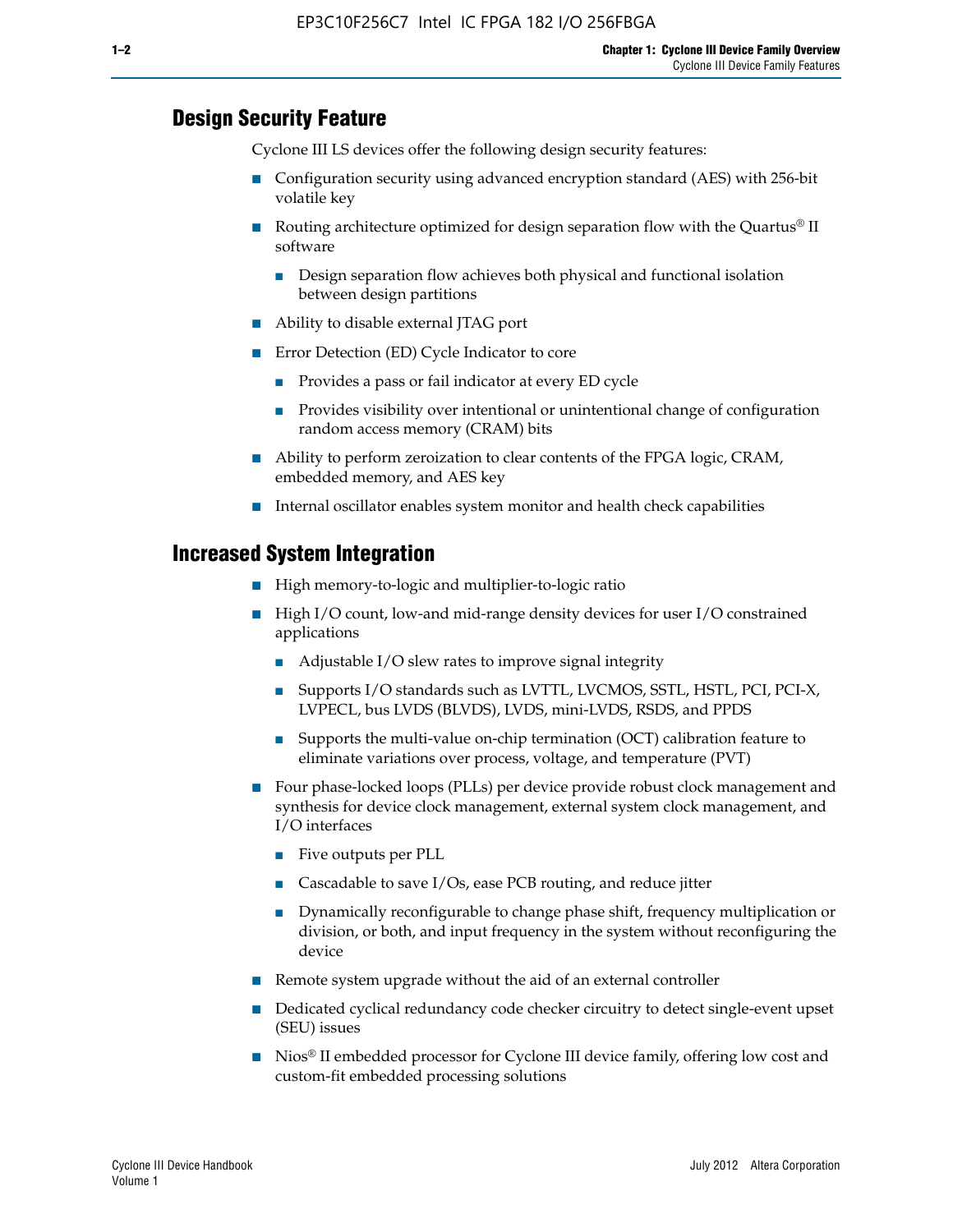## Design Security Feature

Cyclone III LS devices offer the following design security features:

- Configuration security using advanced encryption standard (AES) with 256-bit volatile key
- Routing architecture optimized for design separation flow with the Quartus® II software
  - Design separation flow achieves both physical and functional isolation between design partitions
- Ability to disable external JTAG port
- Error Detection (ED) Cycle Indicator to core
  - Provides a pass or fail indicator at every ED cycle
  - Provides visibility over intentional or unintentional change of configuration random access memory (CRAM) bits
- Ability to perform zeroization to clear contents of the FPGA logic, CRAM, embedded memory, and AES key
- Internal oscillator enables system monitor and health check capabilities

## Increased System Integration

- High memory-to-logic and multiplier-to-logic ratio
- High I/O count, low-and mid-range density devices for user I/O constrained applications
  - Adjustable I/O slew rates to improve signal integrity
  - Supports I/O standards such as LVTTL, LVCMOS, SSTL, HSTL, PCI, PCI-X, LVPECL, bus LVDS (BLVDS), LVDS, mini-LVDS, RSDS, and PPDS
  - Supports the multi-value on-chip termination (OCT) calibration feature to eliminate variations over process, voltage, and temperature (PVT)
- Four phase-locked loops (PLLs) per device provide robust clock management and synthesis for device clock management, external system clock management, and I/O interfaces
  - Five outputs per PLL
  - Cascadable to save I/Os, ease PCB routing, and reduce jitter
  - Dynamically reconfigurable to change phase shift, frequency multiplication or division, or both, and input frequency in the system without reconfiguring the device
- Remote system upgrade without the aid of an external controller
- Dedicated cyclical redundancy code checker circuitry to detect single-event upset (SEU) issues
- Nios® II embedded processor for Cyclone III device family, offering low cost and custom-fit embedded processing solutions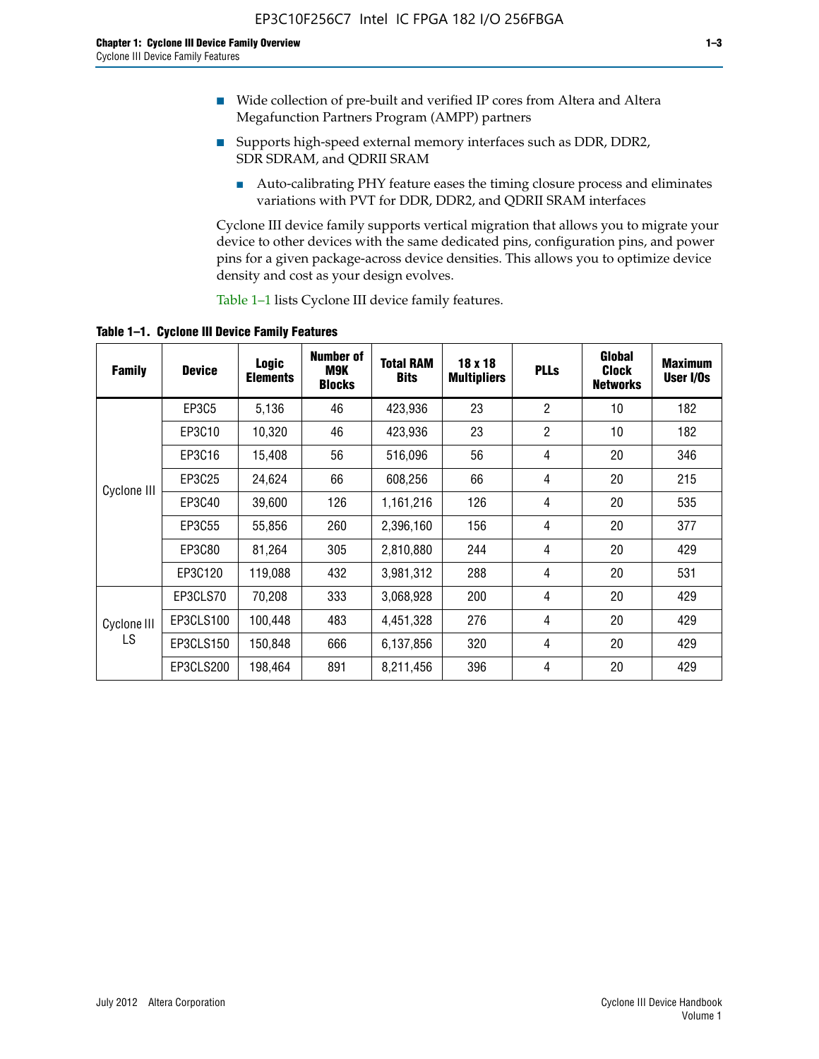- Wide collection of pre-built and verified IP cores from Altera and Altera Megafunction Partners Program (AMPP) partners
- Supports high-speed external memory interfaces such as DDR, DDR2, SDR SDRAM, and QDRII SRAM
  - Auto-calibrating PHY feature eases the timing closure process and eliminates variations with PVT for DDR, DDR2, and QDRII SRAM interfaces

Cyclone III device family supports vertical migration that allows you to migrate your device to other devices with the same dedicated pins, configuration pins, and power pins for a given package-across device densities. This allows you to optimize device density and cost as your design evolves.

Table 1–1 lists Cyclone III device family features.

**Table 1–1. Cyclone III Device Family Features**

| Family | Device | Logic Elements | Number of M9K Blocks | Total RAM Bits | 18 x 18 Multipliers | PLLs | Global Clock Networks | Maximum User I/Os |
|---|---|---|---|---|---|---|---|---|
| Cyclone III | EP3C5 | 5,136 | 46 | 423,936 | 23 | 2 | 10 | 182 |
| | EP3C10 | 10,320 | 46 | 423,936 | 23 | 2 | 10 | 182 |
| | EP3C16 | 15,408 | 56 | 516,096 | 56 | 4 | 20 | 346 |
| | EP3C25 | 24,624 | 66 | 608,256 | 66 | 4 | 20 | 215 |
| | EP3C40 | 39,600 | 126 | 1,161,216 | 126 | 4 | 20 | 535 |
| | EP3C55 | 55,856 | 260 | 2,396,160 | 156 | 4 | 20 | 377 |
| | EP3C80 | 81,264 | 305 | 2,810,880 | 244 | 4 | 20 | 429 |
| | EP3C120 | 119,088 | 432 | 3,981,312 | 288 | 4 | 20 | 531 |
| Cyclone III LS | EP3CLS70 | 70,208 | 333 | 3,068,928 | 200 | 4 | 20 | 429 |
| | EP3CLS100 | 100,448 | 483 | 4,451,328 | 276 | 4 | 20 | 429 |
| | EP3CLS150 | 150,848 | 666 | 6,137,856 | 320 | 4 | 20 | 429 |
| | EP3CLS200 | 198,464 | 891 | 8,211,456 | 396 | 4 | 20 | 429 |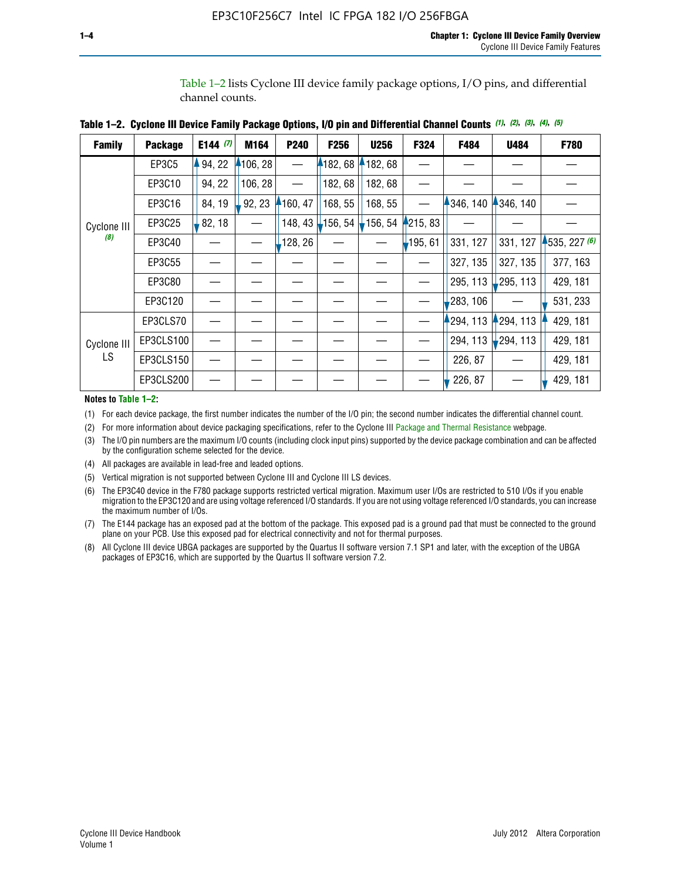Table 1–2 lists Cyclone III device family package options, I/O pins, and differential channel counts.

**Table 1–2. Cyclone III Device Family Package Options, I/O pin and Differential Channel Counts (1), (2), (3), (4), (5)**

| Family | Package | E144 (7) | M164 | P240 | F256 | U256 | F324 | F484 | U484 | F780 |
|---|---|---|---|---|---|---|---|---|---|---|
| Cyclone III (8) | EP3C5 | 94, 22 | 106, 28 | — | 182, 68 | 182, 68 | — | — | — | — |
| | EP3C10 | 94, 22 | 106, 28 | — | 182, 68 | 182, 68 | — | — | — | — |
| | EP3C16 | 84, 19 | 92, 23 | 160, 47 | 168, 55 | 168, 55 | — | 346, 140 | 346, 140 | — |
| | EP3C25 | 82, 18 | — | 148, 43 | 156, 54 | 156, 54 | 215, 83 | — | — | — |
| | EP3C40 | — | — | 128, 26 | — | — | 195, 61 | 331, 127 | 331, 127 | 535, 227 (6) |
| | EP3C55 | — | — | — | — | — | — | 327, 135 | 327, 135 | 377, 163 |
| | EP3C80 | — | — | — | — | — | — | 295, 113 | 295, 113 | 429, 181 |
| | EP3C120 | — | — | — | — | — | — | 283, 106 | — | 531, 233 |
| Cyclone III LS | EP3CLS70 | — | — | — | — | — | — | 294, 113 | 294, 113 | 429, 181 |
| | EP3CLS100 | — | — | — | — | — | — | 294, 113 | 294, 113 | 429, 181 |
| | EP3CLS150 | — | — | — | — | — | — | 226, 87 | — | 429, 181 |
| | EP3CLS200 | — | — | — | — | — | — | 226, 87 | — | 429, 181 |

**Notes to Table 1–2:**

(1) For each device package, the first number indicates the number of the I/O pin; the second number indicates the differential channel count.

(2) For more information about device packaging specifications, refer to the Cyclone III Package and Thermal Resistance webpage.

(3) The I/O pin numbers are the maximum I/O counts (including clock input pins) supported by the device package combination and can be affected by the configuration scheme selected for the device.

(4) All packages are available in lead-free and leaded options.

(5) Vertical migration is not supported between Cyclone III and Cyclone III LS devices.

(6) The EP3C40 device in the F780 package supports restricted vertical migration. Maximum user I/Os are restricted to 510 I/Os if you enable migration to the EP3C120 and are using voltage referenced I/O standards. If you are not using voltage referenced I/O standards, you can increase the maximum number of I/Os.

(7) The E144 package has an exposed pad at the bottom of the package. This exposed pad is a ground pad that must be connected to the ground plane on your PCB. Use this exposed pad for electrical connectivity and not for thermal purposes.

(8) All Cyclone III device UBGA packages are supported by the Quartus II software version 7.1 SP1 and later, with the exception of the UBGA packages of EP3C16, which are supported by the Quartus II software version 7.2.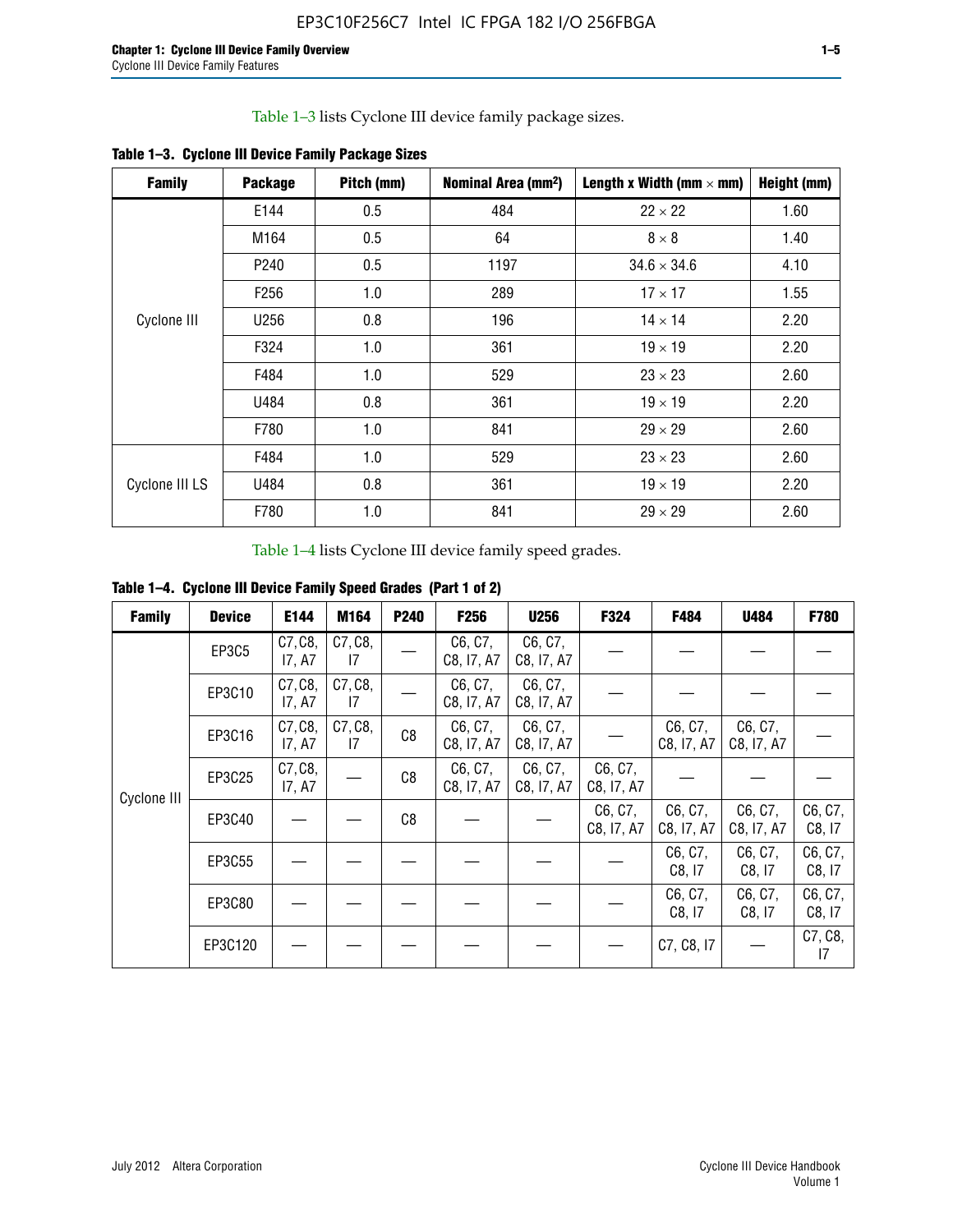Table 1–3 lists Cyclone III device family package sizes.

**Table 1–3. Cyclone III Device Family Package Sizes**

| Family | Package | Pitch (mm) | Nominal Area (mm²) | Length x Width (mm × mm) | Height (mm) |
|---|---|---|---|---|---|
| Cyclone III | E144 | 0.5 | 484 | 22 × 22 | 1.60 |
| | M164 | 0.5 | 64 | 8 × 8 | 1.40 |
| | P240 | 0.5 | 1197 | 34.6 × 34.6 | 4.10 |
| | F256 | 1.0 | 289 | 17 × 17 | 1.55 |
| | U256 | 0.8 | 196 | 14 × 14 | 2.20 |
| | F324 | 1.0 | 361 | 19 × 19 | 2.20 |
| | F484 | 1.0 | 529 | 23 × 23 | 2.60 |
| | U484 | 0.8 | 361 | 19 × 19 | 2.20 |
| | F780 | 1.0 | 841 | 29 × 29 | 2.60 |
| Cyclone III LS | F484 | 1.0 | 529 | 23 × 23 | 2.60 |
| | U484 | 0.8 | 361 | 19 × 19 | 2.20 |
| | F780 | 1.0 | 841 | 29 × 29 | 2.60 |

Table 1–4 lists Cyclone III device family speed grades.

**Table 1–4. Cyclone III Device Family Speed Grades (Part 1 of 2)**

| Family | Device | E144 | M164 | P240 | F256 | U256 | F324 | F484 | U484 | F780 |
|---|---|---|---|---|---|---|---|---|---|---|
| Cyclone III | EP3C5 | C7, C8, I7, A7 | C7, C8, I7 | — | C6, C7, C8, I7, A7 | C6, C7, C8, I7, A7 | — | — | — | — |
| | EP3C10 | C7, C8, I7, A7 | C7, C8, I7 | — | C6, C7, C8, I7, A7 | C6, C7, C8, I7, A7 | — | — | — | — |
| | EP3C16 | C7, C8, I7, A7 | C7, C8, I7 | C8 | C6, C7, C8, I7, A7 | C6, C7, C8, I7, A7 | — | C6, C7, C8, I7, A7 | C6, C7, C8, I7, A7 | — |
| | EP3C25 | C7, C8, I7, A7 | — | C8 | C6, C7, C8, I7, A7 | C6, C7, C8, I7, A7 | C6, C7, C8, I7, A7 | — | — | — |
| | EP3C40 | — | — | C8 | — | — | C6, C7, C8, I7, A7 | C6, C7, C8, I7, A7 | C6, C7, C8, I7, A7 | C6, C7, C8, I7 |
| | EP3C55 | — | — | — | — | — | — | C6, C7, C8, I7 | C6, C7, C8, I7 | C6, C7, C8, I7 |
| | EP3C80 | — | — | — | — | — | — | C6, C7, C8, I7 | C6, C7, C8, I7 | C6, C7, C8, I7 |
| | EP3C120 | — | — | — | — | — | — | C7, C8, I7 | — | C7, C8, I7 |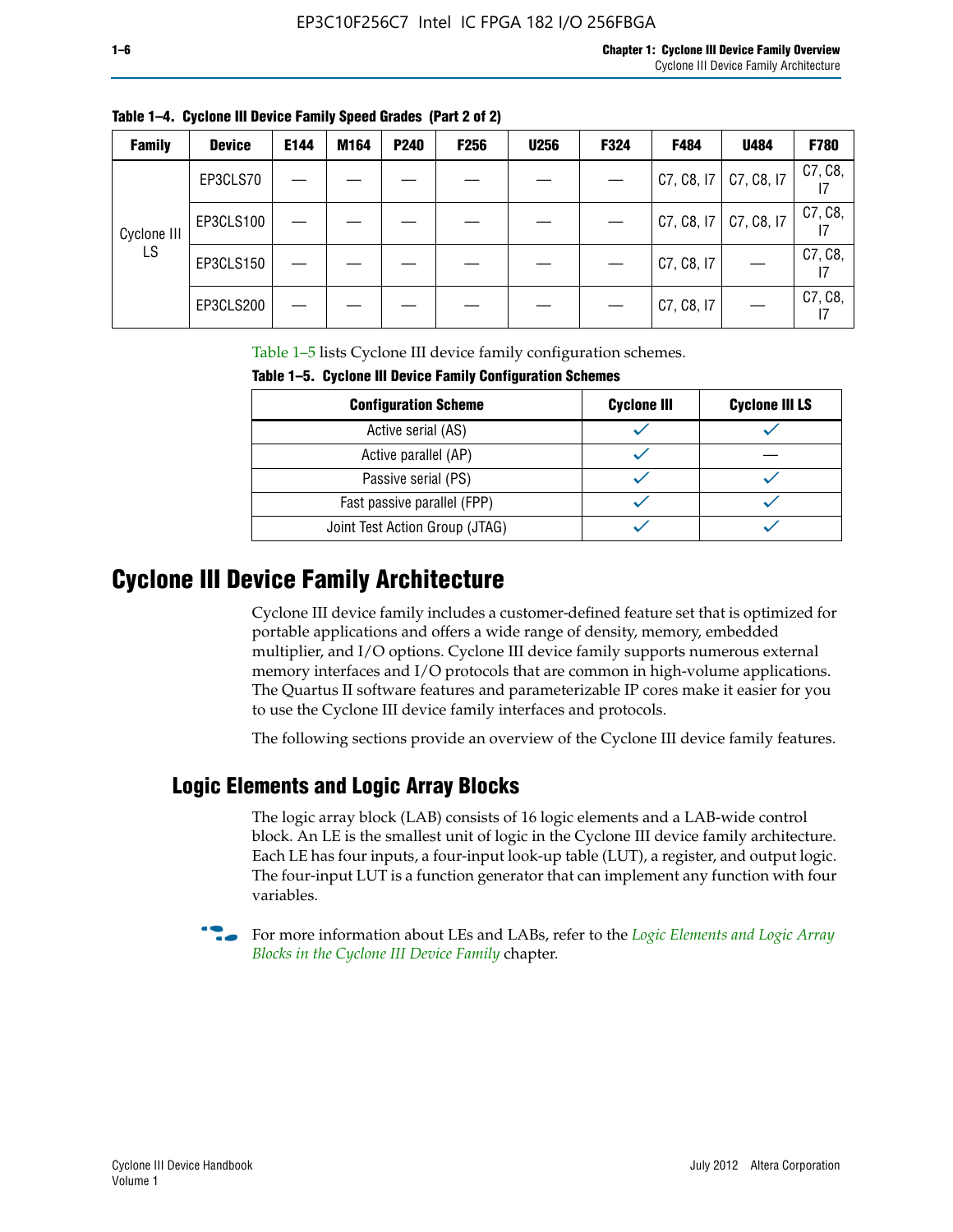**Table 1–4. Cyclone III Device Family Speed Grades (Part 2 of 2)**

| Family | Device | E144 | M164 | P240 | F256 | U256 | F324 | F484 | U484 | F780 |
|---|---|---|---|---|---|---|---|---|---|---|
| Cyclone III LS | EP3CLS70 | — | — | — | — | — | — | C7, C8, I7 | C7, C8, I7 | C7, C8, I7 |
| | EP3CLS100 | — | — | — | — | — | — | C7, C8, I7 | C7, C8, I7 | C7, C8, I7 |
| | EP3CLS150 | — | — | — | — | — | — | C7, C8, I7 | — | C7, C8, I7 |
| | EP3CLS200 | — | — | — | — | — | — | C7, C8, I7 | — | C7, C8, I7 |

Table 1–5 lists Cyclone III device family configuration schemes.

**Table 1–5. Cyclone III Device Family Configuration Schemes**

| Configuration Scheme | Cyclone III | Cyclone III LS |
|---|---|---|
| Active serial (AS) | ✓ | ✓ |
| Active parallel (AP) | ✓ | — |
| Passive serial (PS) | ✓ | ✓ |
| Fast passive parallel (FPP) | ✓ | ✓ |
| Joint Test Action Group (JTAG) | ✓ | ✓ |

# Cyclone III Device Family Architecture

Cyclone III device family includes a customer-defined feature set that is optimized for portable applications and offers a wide range of density, memory, embedded multiplier, and I/O options. Cyclone III device family supports numerous external memory interfaces and I/O protocols that are common in high-volume applications. The Quartus II software features and parameterizable IP cores make it easier for you to use the Cyclone III device family interfaces and protocols.

The following sections provide an overview of the Cyclone III device family features.

## Logic Elements and Logic Array Blocks

The logic array block (LAB) consists of 16 logic elements and a LAB-wide control block. An LE is the smallest unit of logic in the Cyclone III device family architecture. Each LE has four inputs, a four-input look-up table (LUT), a register, and output logic. The four-input LUT is a function generator that can implement any function with four variables.

For more information about LEs and LABs, refer to the *Logic Elements and Logic Array Blocks in the Cyclone III Device Family* chapter.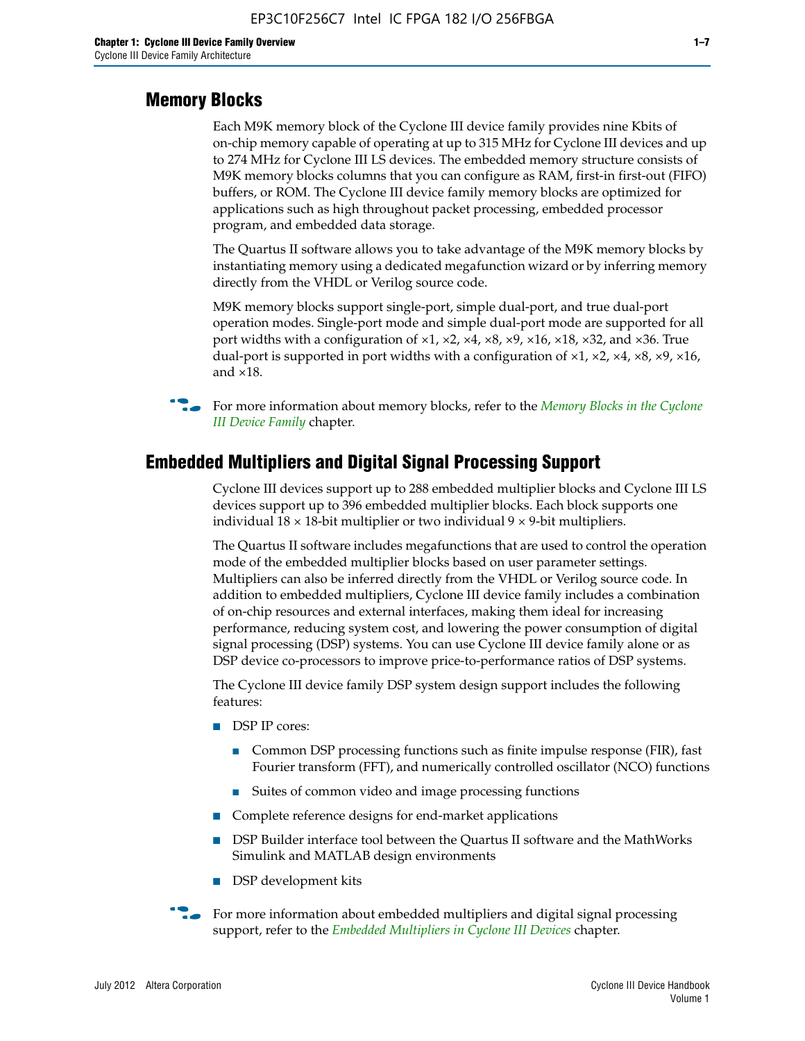## Memory Blocks

Each M9K memory block of the Cyclone III device family provides nine Kbits of on-chip memory capable of operating at up to 315 MHz for Cyclone III devices and up to 274 MHz for Cyclone III LS devices. The embedded memory structure consists of M9K memory blocks columns that you can configure as RAM, first-in first-out (FIFO) buffers, or ROM. The Cyclone III device family memory blocks are optimized for applications such as high throughout packet processing, embedded processor program, and embedded data storage.

The Quartus II software allows you to take advantage of the M9K memory blocks by instantiating memory using a dedicated megafunction wizard or by inferring memory directly from the VHDL or Verilog source code.

M9K memory blocks support single-port, simple dual-port, and true dual-port operation modes. Single-port mode and simple dual-port mode are supported for all port widths with a configuration of ×1, ×2, ×4, ×8, ×9, ×16, ×18, ×32, and ×36. True dual-port is supported in port widths with a configuration of ×1, ×2, ×4, ×8, ×9, ×16, and ×18.

For more information about memory blocks, refer to the *Memory Blocks in the Cyclone III Device Family* chapter.

## Embedded Multipliers and Digital Signal Processing Support

Cyclone III devices support up to 288 embedded multiplier blocks and Cyclone III LS devices support up to 396 embedded multiplier blocks. Each block supports one individual 18 × 18-bit multiplier or two individual 9 × 9-bit multipliers.

The Quartus II software includes megafunctions that are used to control the operation mode of the embedded multiplier blocks based on user parameter settings. Multipliers can also be inferred directly from the VHDL or Verilog source code. In addition to embedded multipliers, Cyclone III device family includes a combination of on-chip resources and external interfaces, making them ideal for increasing performance, reducing system cost, and lowering the power consumption of digital signal processing (DSP) systems. You can use Cyclone III device family alone or as DSP device co-processors to improve price-to-performance ratios of DSP systems.

The Cyclone III device family DSP system design support includes the following features:

- DSP IP cores:
  - Common DSP processing functions such as finite impulse response (FIR), fast Fourier transform (FFT), and numerically controlled oscillator (NCO) functions
  - Suites of common video and image processing functions
- Complete reference designs for end-market applications
- DSP Builder interface tool between the Quartus II software and the MathWorks Simulink and MATLAB design environments
- DSP development kits

For more information about embedded multipliers and digital signal processing support, refer to the *Embedded Multipliers in Cyclone III Devices* chapter.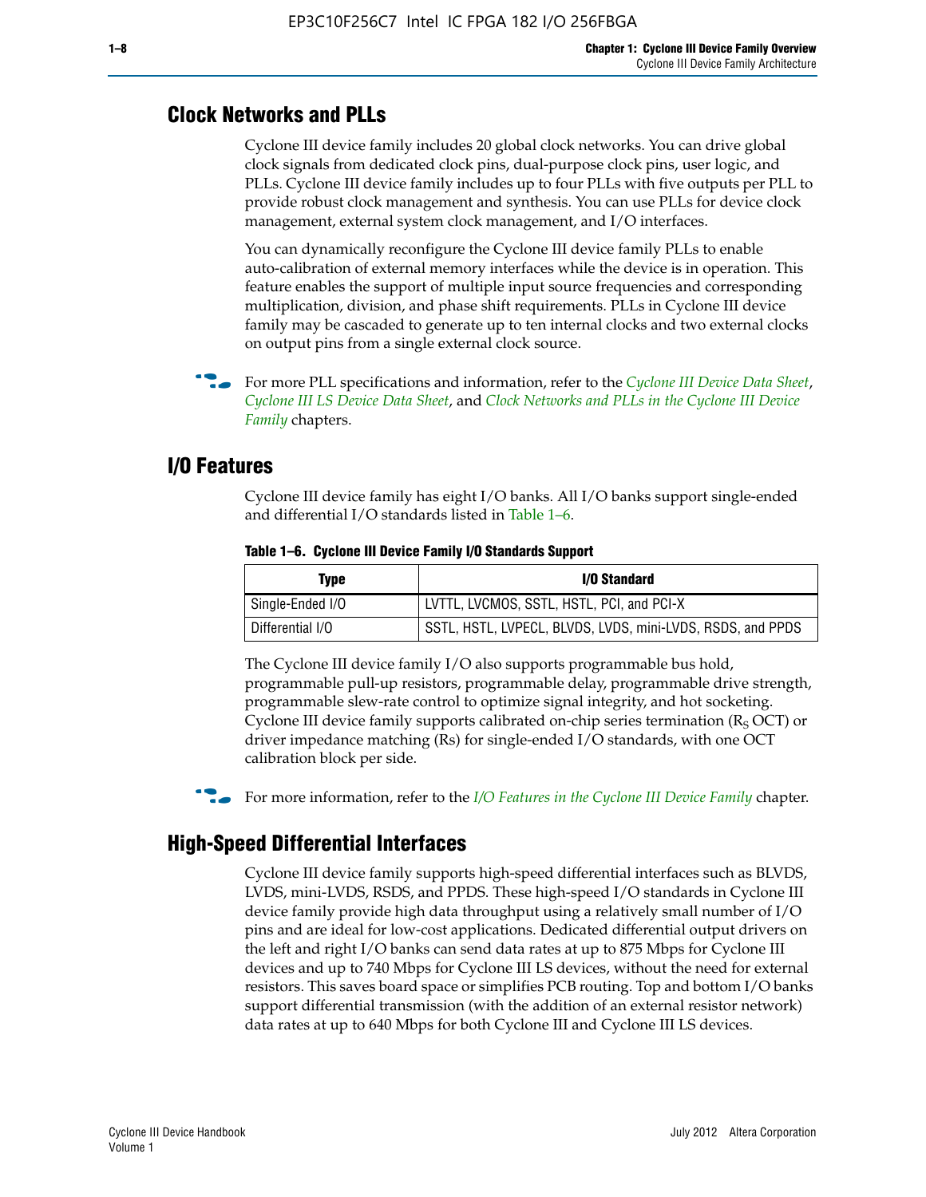## Clock Networks and PLLs

Cyclone III device family includes 20 global clock networks. You can drive global clock signals from dedicated clock pins, dual-purpose clock pins, user logic, and PLLs. Cyclone III device family includes up to four PLLs with five outputs per PLL to provide robust clock management and synthesis. You can use PLLs for device clock management, external system clock management, and I/O interfaces.

You can dynamically reconfigure the Cyclone III device family PLLs to enable auto-calibration of external memory interfaces while the device is in operation. This feature enables the support of multiple input source frequencies and corresponding multiplication, division, and phase shift requirements. PLLs in Cyclone III device family may be cascaded to generate up to ten internal clocks and two external clocks on output pins from a single external clock source.

For more PLL specifications and information, refer to the *Cyclone III Device Data Sheet*, *Cyclone III LS Device Data Sheet*, and *Clock Networks and PLLs in the Cyclone III Device Family* chapters.

## I/O Features

Cyclone III device family has eight I/O banks. All I/O banks support single-ended and differential I/O standards listed in Table 1–6.

**Table 1–6. Cyclone III Device Family I/O Standards Support**

| Type | I/O Standard |
|---|---|
| Single-Ended I/O | LVTTL, LVCMOS, SSTL, HSTL, PCI, and PCI-X |
| Differential I/O | SSTL, HSTL, LVPECL, BLVDS, LVDS, mini-LVDS, RSDS, and PPDS |

The Cyclone III device family I/O also supports programmable bus hold, programmable pull-up resistors, programmable delay, programmable drive strength, programmable slew-rate control to optimize signal integrity, and hot socketing. Cyclone III device family supports calibrated on-chip series termination ($R_S$ OCT) or driver impedance matching (Rs) for single-ended I/O standards, with one OCT calibration block per side.

For more information, refer to the *I/O Features in the Cyclone III Device Family* chapter.

## High-Speed Differential Interfaces

Cyclone III device family supports high-speed differential interfaces such as BLVDS, LVDS, mini-LVDS, RSDS, and PPDS. These high-speed I/O standards in Cyclone III device family provide high data throughput using a relatively small number of I/O pins and are ideal for low-cost applications. Dedicated differential output drivers on the left and right I/O banks can send data rates at up to 875 Mbps for Cyclone III devices and up to 740 Mbps for Cyclone III LS devices, without the need for external resistors. This saves board space or simplifies PCB routing. Top and bottom I/O banks support differential transmission (with the addition of an external resistor network) data rates at up to 640 Mbps for both Cyclone III and Cyclone III LS devices.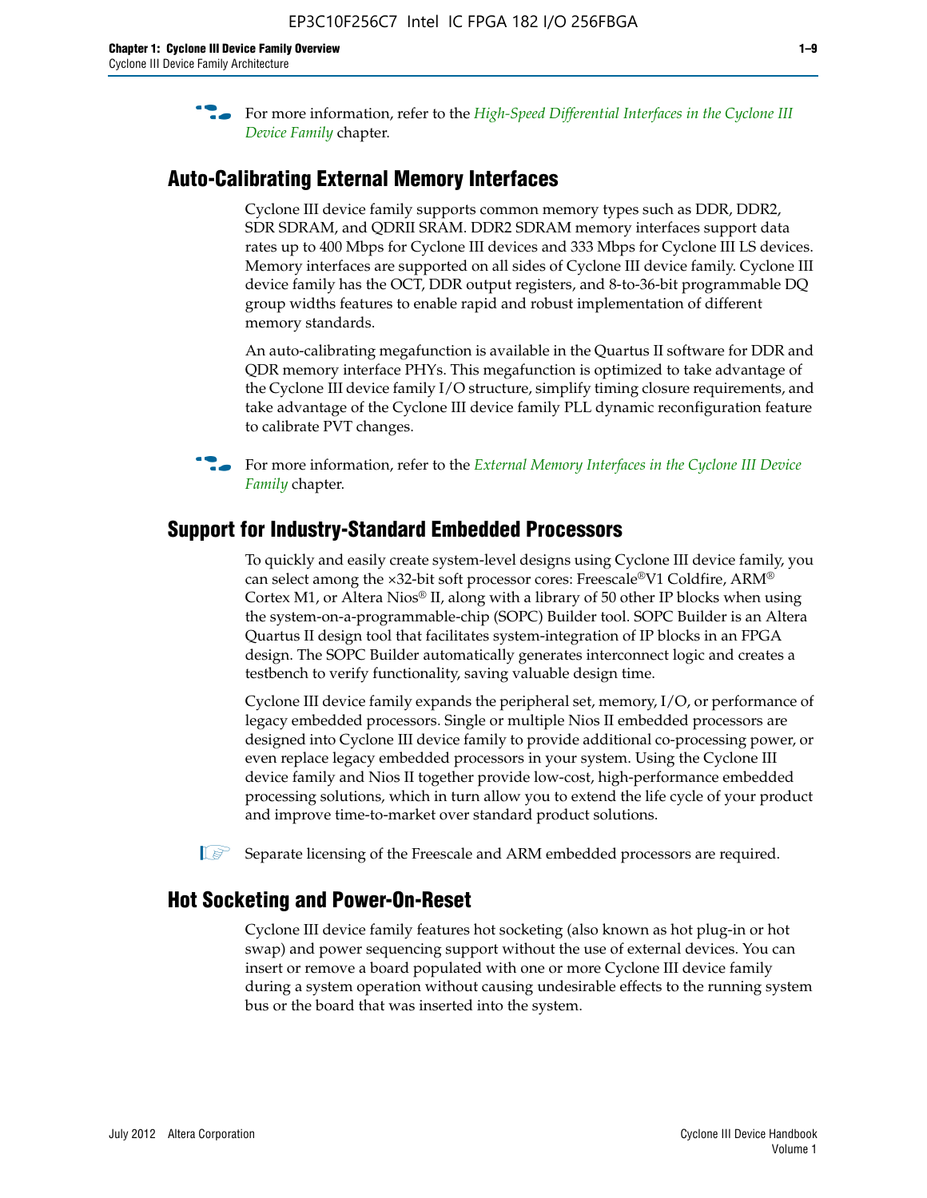For more information, refer to the *High-Speed Differential Interfaces in the Cyclone III Device Family* chapter.

## Auto-Calibrating External Memory Interfaces

Cyclone III device family supports common memory types such as DDR, DDR2, SDR SDRAM, and QDRII SRAM. DDR2 SDRAM memory interfaces support data rates up to 400 Mbps for Cyclone III devices and 333 Mbps for Cyclone III LS devices. Memory interfaces are supported on all sides of Cyclone III device family. Cyclone III device family has the OCT, DDR output registers, and 8-to-36-bit programmable DQ group widths features to enable rapid and robust implementation of different memory standards.

An auto-calibrating megafunction is available in the Quartus II software for DDR and QDR memory interface PHYs. This megafunction is optimized to take advantage of the Cyclone III device family I/O structure, simplify timing closure requirements, and take advantage of the Cyclone III device family PLL dynamic reconfiguration feature to calibrate PVT changes.

For more information, refer to the *External Memory Interfaces in the Cyclone III Device Family* chapter.

## Support for Industry-Standard Embedded Processors

To quickly and easily create system-level designs using Cyclone III device family, you can select among the ×32-bit soft processor cores: Freescale®V1 Coldfire, ARM® Cortex M1, or Altera Nios® II, along with a library of 50 other IP blocks when using the system-on-a-programmable-chip (SOPC) Builder tool. SOPC Builder is an Altera Quartus II design tool that facilitates system-integration of IP blocks in an FPGA design. The SOPC Builder automatically generates interconnect logic and creates a testbench to verify functionality, saving valuable design time.

Cyclone III device family expands the peripheral set, memory, I/O, or performance of legacy embedded processors. Single or multiple Nios II embedded processors are designed into Cyclone III device family to provide additional co-processing power, or even replace legacy embedded processors in your system. Using the Cyclone III device family and Nios II together provide low-cost, high-performance embedded processing solutions, which in turn allow you to extend the life cycle of your product and improve time-to-market over standard product solutions.

Separate licensing of the Freescale and ARM embedded processors are required.

## Hot Socketing and Power-On-Reset

Cyclone III device family features hot socketing (also known as hot plug-in or hot swap) and power sequencing support without the use of external devices. You can insert or remove a board populated with one or more Cyclone III device family during a system operation without causing undesirable effects to the running system bus or the board that was inserted into the system.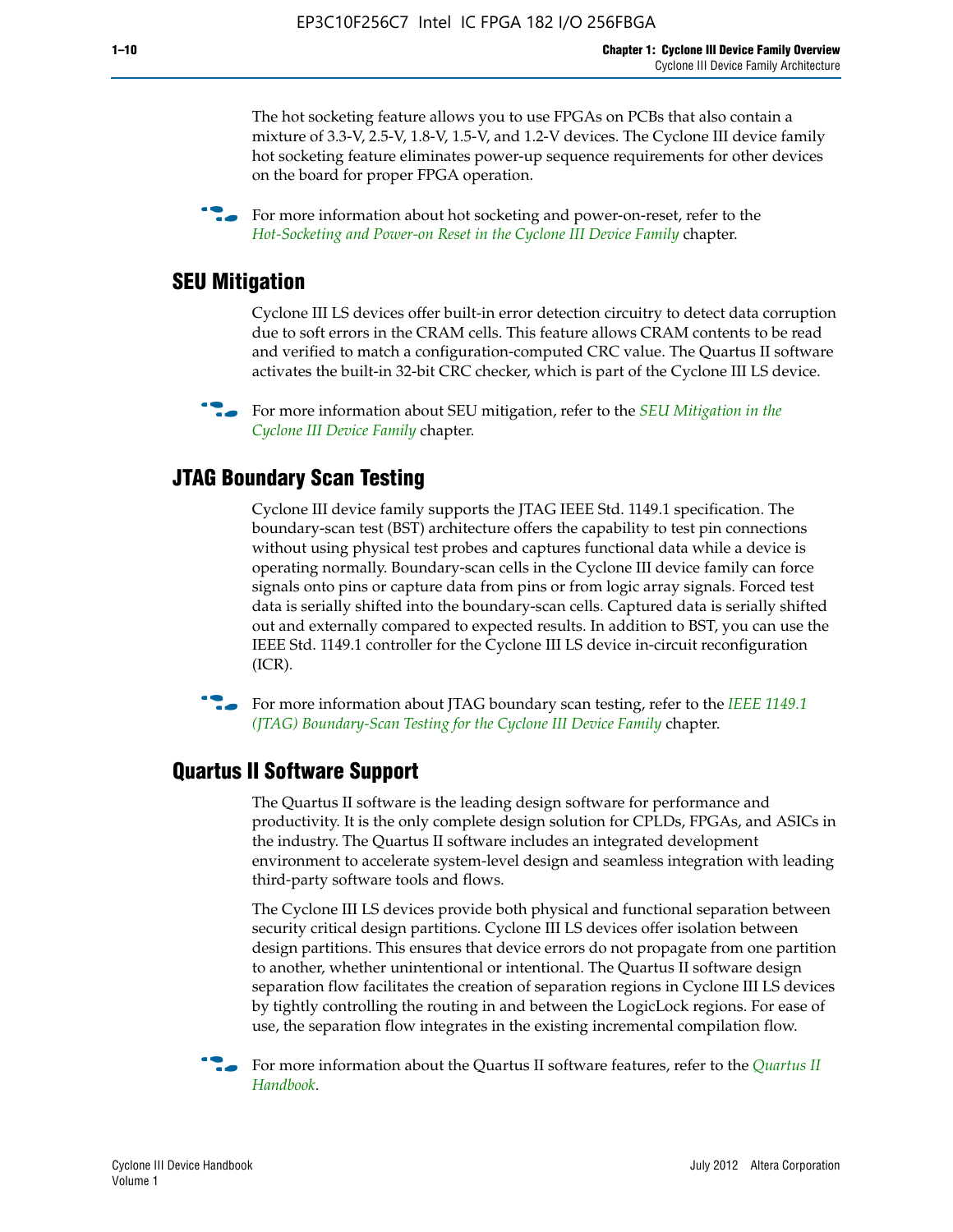The hot socketing feature allows you to use FPGAs on PCBs that also contain a mixture of 3.3-V, 2.5-V, 1.8-V, 1.5-V, and 1.2-V devices. The Cyclone III device family hot socketing feature eliminates power-up sequence requirements for other devices on the board for proper FPGA operation.

For more information about hot socketing and power-on-reset, refer to the *Hot-Socketing and Power-on Reset in the Cyclone III Device Family* chapter.

## SEU Mitigation

Cyclone III LS devices offer built-in error detection circuitry to detect data corruption due to soft errors in the CRAM cells. This feature allows CRAM contents to be read and verified to match a configuration-computed CRC value. The Quartus II software activates the built-in 32-bit CRC checker, which is part of the Cyclone III LS device.

For more information about SEU mitigation, refer to the *SEU Mitigation in the Cyclone III Device Family* chapter.

## JTAG Boundary Scan Testing

Cyclone III device family supports the JTAG IEEE Std. 1149.1 specification. The boundary-scan test (BST) architecture offers the capability to test pin connections without using physical test probes and captures functional data while a device is operating normally. Boundary-scan cells in the Cyclone III device family can force signals onto pins or capture data from pins or from logic array signals. Forced test data is serially shifted into the boundary-scan cells. Captured data is serially shifted out and externally compared to expected results. In addition to BST, you can use the IEEE Std. 1149.1 controller for the Cyclone III LS device in-circuit reconfiguration (ICR).

For more information about JTAG boundary scan testing, refer to the *IEEE 1149.1 (JTAG) Boundary-Scan Testing for the Cyclone III Device Family* chapter.

## Quartus II Software Support

The Quartus II software is the leading design software for performance and productivity. It is the only complete design solution for CPLDs, FPGAs, and ASICs in the industry. The Quartus II software includes an integrated development environment to accelerate system-level design and seamless integration with leading third-party software tools and flows.

The Cyclone III LS devices provide both physical and functional separation between security critical design partitions. Cyclone III LS devices offer isolation between design partitions. This ensures that device errors do not propagate from one partition to another, whether unintentional or intentional. The Quartus II software design separation flow facilitates the creation of separation regions in Cyclone III LS devices by tightly controlling the routing in and between the LogicLock regions. For ease of use, the separation flow integrates in the existing incremental compilation flow.

For more information about the Quartus II software features, refer to the *Quartus II Handbook*.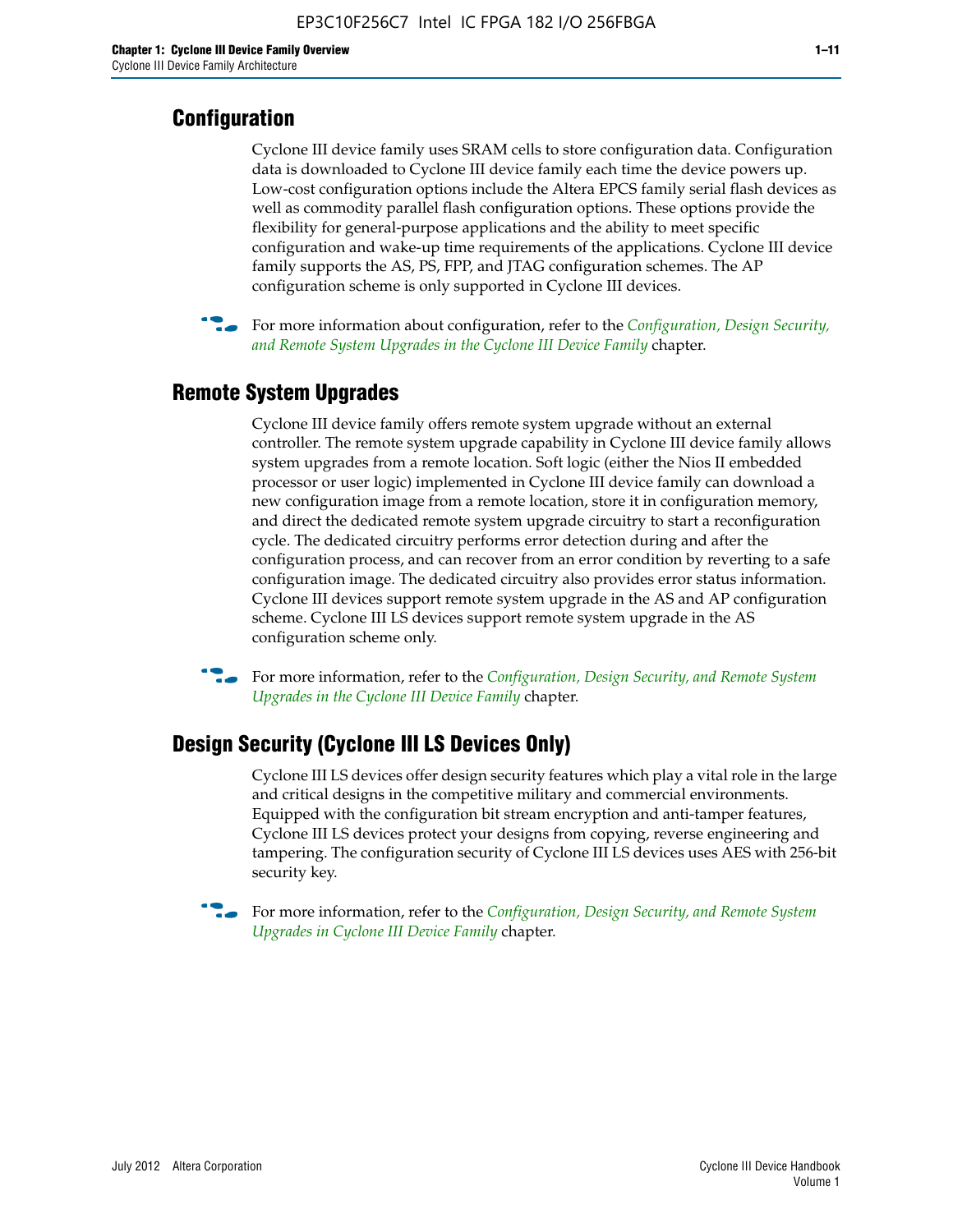## Configuration

Cyclone III device family uses SRAM cells to store configuration data. Configuration data is downloaded to Cyclone III device family each time the device powers up. Low-cost configuration options include the Altera EPCS family serial flash devices as well as commodity parallel flash configuration options. These options provide the flexibility for general-purpose applications and the ability to meet specific configuration and wake-up time requirements of the applications. Cyclone III device family supports the AS, PS, FPP, and JTAG configuration schemes. The AP configuration scheme is only supported in Cyclone III devices.

For more information about configuration, refer to the *Configuration, Design Security, and Remote System Upgrades in the Cyclone III Device Family* chapter.

## Remote System Upgrades

Cyclone III device family offers remote system upgrade without an external controller. The remote system upgrade capability in Cyclone III device family allows system upgrades from a remote location. Soft logic (either the Nios II embedded processor or user logic) implemented in Cyclone III device family can download a new configuration image from a remote location, store it in configuration memory, and direct the dedicated remote system upgrade circuitry to start a reconfiguration cycle. The dedicated circuitry performs error detection during and after the configuration process, and can recover from an error condition by reverting to a safe configuration image. The dedicated circuitry also provides error status information. Cyclone III devices support remote system upgrade in the AS and AP configuration scheme. Cyclone III LS devices support remote system upgrade in the AS configuration scheme only.

For more information, refer to the *Configuration, Design Security, and Remote System Upgrades in the Cyclone III Device Family* chapter.

## Design Security (Cyclone III LS Devices Only)

Cyclone III LS devices offer design security features which play a vital role in the large and critical designs in the competitive military and commercial environments. Equipped with the configuration bit stream encryption and anti-tamper features, Cyclone III LS devices protect your designs from copying, reverse engineering and tampering. The configuration security of Cyclone III LS devices uses AES with 256-bit security key.

For more information, refer to the *Configuration, Design Security, and Remote System Upgrades in Cyclone III Device Family* chapter.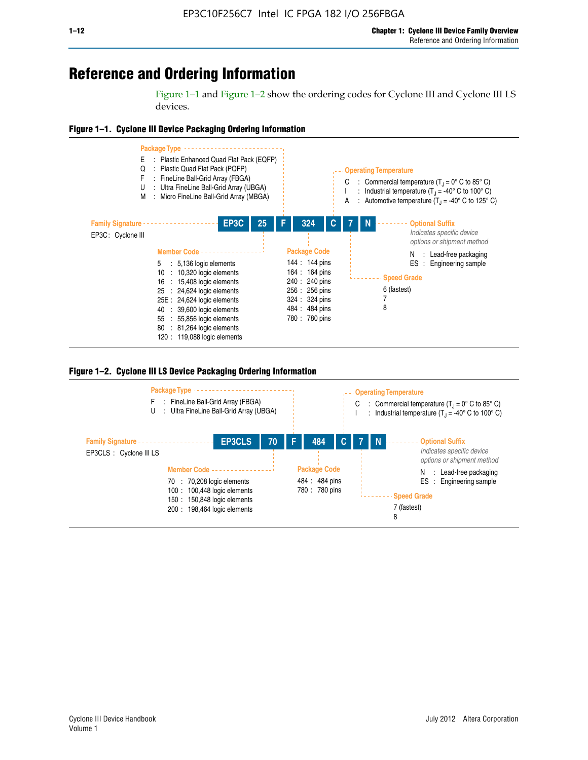# Reference and Ordering Information

Figure 1–1 and Figure 1–2 show the ordering codes for Cyclone III and Cyclone III LS devices.

**Figure 1–1. Cyclone III Device Packaging Ordering Information**

EP3C | 25 | F | 324 | C | 7 | N

**Family Signature**
EP3C: Cyclone III

**Member Code**
- 5 : 5,136 logic elements
- 10 : 10,320 logic elements
- 16 : 15,408 logic elements
- 25 : 24,624 logic elements
- 25E : 24,624 logic elements
- 40 : 39,600 logic elements
- 55 : 55,856 logic elements
- 80 : 81,264 logic elements
- 120 : 119,088 logic elements

**Package Type**
- E : Plastic Enhanced Quad Flat Pack (EQFP)
- Q : Plastic Quad Flat Pack (PQFP)
- F : FineLine Ball-Grid Array (FBGA)
- U : Ultra FineLine Ball-Grid Array (UBGA)
- M : Micro FineLine Ball-Grid Array (MBGA)

**Package Code**
- 144 : 144 pins
- 164 : 164 pins
- 240 : 240 pins
- 256 : 256 pins
- 324 : 324 pins
- 484 : 484 pins
- 780 : 780 pins

**Operating Temperature**
- C : Commercial temperature ($T_J$ = 0° C to 85° C)
- I : Industrial temperature ($T_J$ = -40° C to 100° C)
- A : Automotive temperature ($T_J$ = -40° C to 125° C)

**Speed Grade**
- 6 (fastest)
- 7
- 8

**Optional Suffix**
*Indicates specific device options or shipment method*
- N : Lead-free packaging
- ES : Engineering sample

**Figure 1–2. Cyclone III LS Device Packaging Ordering Information**

EP3CLS | 70 | F | 484 | C | 7 | N

**Family Signature**
EP3CLS : Cyclone III LS

**Member Code**
- 70 : 70,208 logic elements
- 100 : 100,448 logic elements
- 150 : 150,848 logic elements
- 200 : 198,464 logic elements

**Package Type**
- F : FineLine Ball-Grid Array (FBGA)
- U : Ultra FineLine Ball-Grid Array (UBGA)

**Package Code**
- 484 : 484 pins
- 780 : 780 pins

**Operating Temperature**
- C : Commercial temperature ($T_J$ = 0° C to 85° C)
- I : Industrial temperature ($T_J$ = -40° C to 100° C)

**Speed Grade**
- 7 (fastest)
- 8

**Optional Suffix**
*Indicates specific device options or shipment method*
- N : Lead-free packaging
- ES : Engineering sample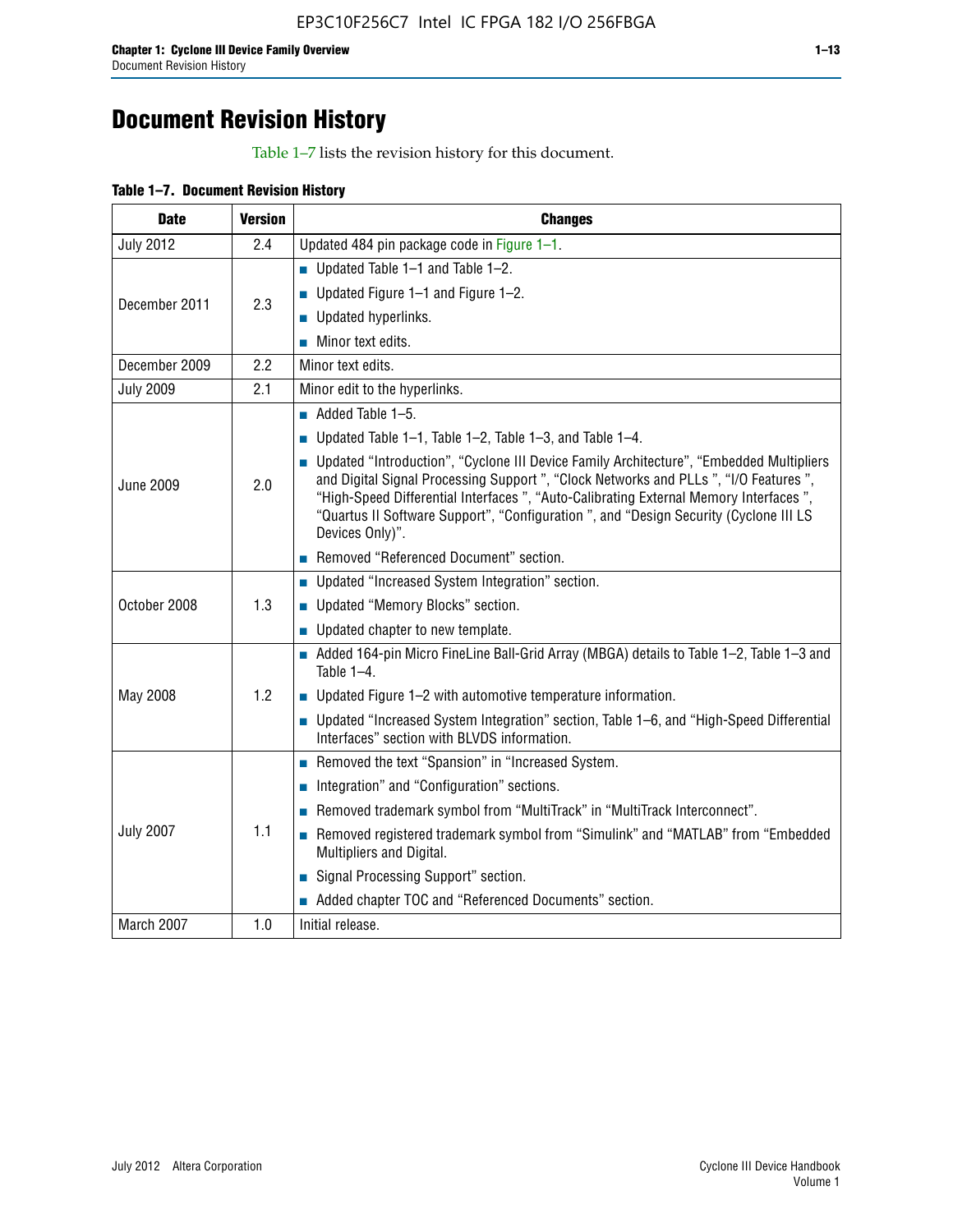# Document Revision History

Table 1–7 lists the revision history for this document.

**Table 1–7. Document Revision History**

| Date | Version | Changes |
|---|---|---|
| July 2012 | 2.4 | Updated 484 pin package code in Figure 1–1. |
| December 2011 | 2.3 | ■ Updated Table 1–1 and Table 1–2.<br>■ Updated Figure 1–1 and Figure 1–2.<br>■ Updated hyperlinks.<br>■ Minor text edits. |
| December 2009 | 2.2 | Minor text edits. |
| July 2009 | 2.1 | Minor edit to the hyperlinks. |
| June 2009 | 2.0 | ■ Added Table 1–5.<br>■ Updated Table 1–1, Table 1–2, Table 1–3, and Table 1–4.<br>■ Updated "Introduction", "Cyclone III Device Family Architecture", "Embedded Multipliers and Digital Signal Processing Support ", "Clock Networks and PLLs ", "I/O Features ", "High-Speed Differential Interfaces ", "Auto-Calibrating External Memory Interfaces ", "Quartus II Software Support", "Configuration ", and "Design Security (Cyclone III LS Devices Only)".<br>■ Removed "Referenced Document" section. |
| October 2008 | 1.3 | ■ Updated "Increased System Integration" section.<br>■ Updated "Memory Blocks" section.<br>■ Updated chapter to new template. |
| May 2008 | 1.2 | ■ Added 164-pin Micro FineLine Ball-Grid Array (MBGA) details to Table 1–2, Table 1–3 and Table 1–4.<br>■ Updated Figure 1–2 with automotive temperature information.<br>■ Updated "Increased System Integration" section, Table 1–6, and "High-Speed Differential Interfaces" section with BLVDS information. |
| July 2007 | 1.1 | ■ Removed the text "Spansion" in "Increased System.<br>■ Integration" and "Configuration" sections.<br>■ Removed trademark symbol from "MultiTrack" in "MultiTrack Interconnect".<br>■ Removed registered trademark symbol from "Simulink" and "MATLAB" from "Embedded Multipliers and Digital.<br>■ Signal Processing Support" section.<br>■ Added chapter TOC and "Referenced Documents" section. |
| March 2007 | 1.0 | Initial release. |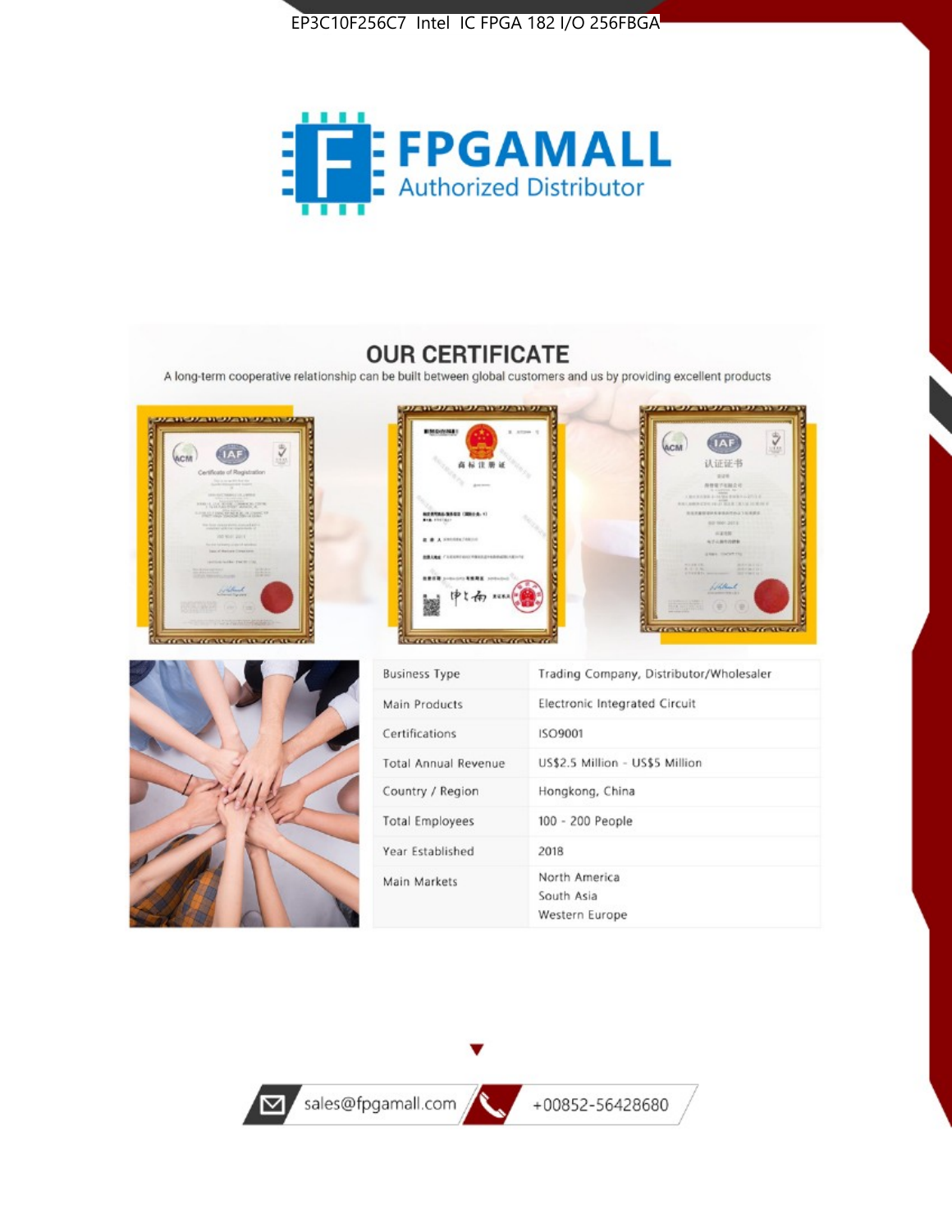FPGAMALL
Authorized Distributor

## OUR CERTIFICATE

A long-term cooperative relationship can be built between global customers and us by providing excellent products

| | |
|---|---|
| Business Type | Trading Company, Distributor/Wholesaler |
| Main Products | Electronic Integrated Circuit |
| Certifications | ISO9001 |
| Total Annual Revenue | US$2.5 Million - US$5 Million |
| Country / Region | Hongkong, China |
| Total Employees | 100 - 200 People |
| Year Established | 2018 |
| Main Markets | North America<br>South Asia<br>Western Europe |

sales@fpgamall.com

+00852-56428680